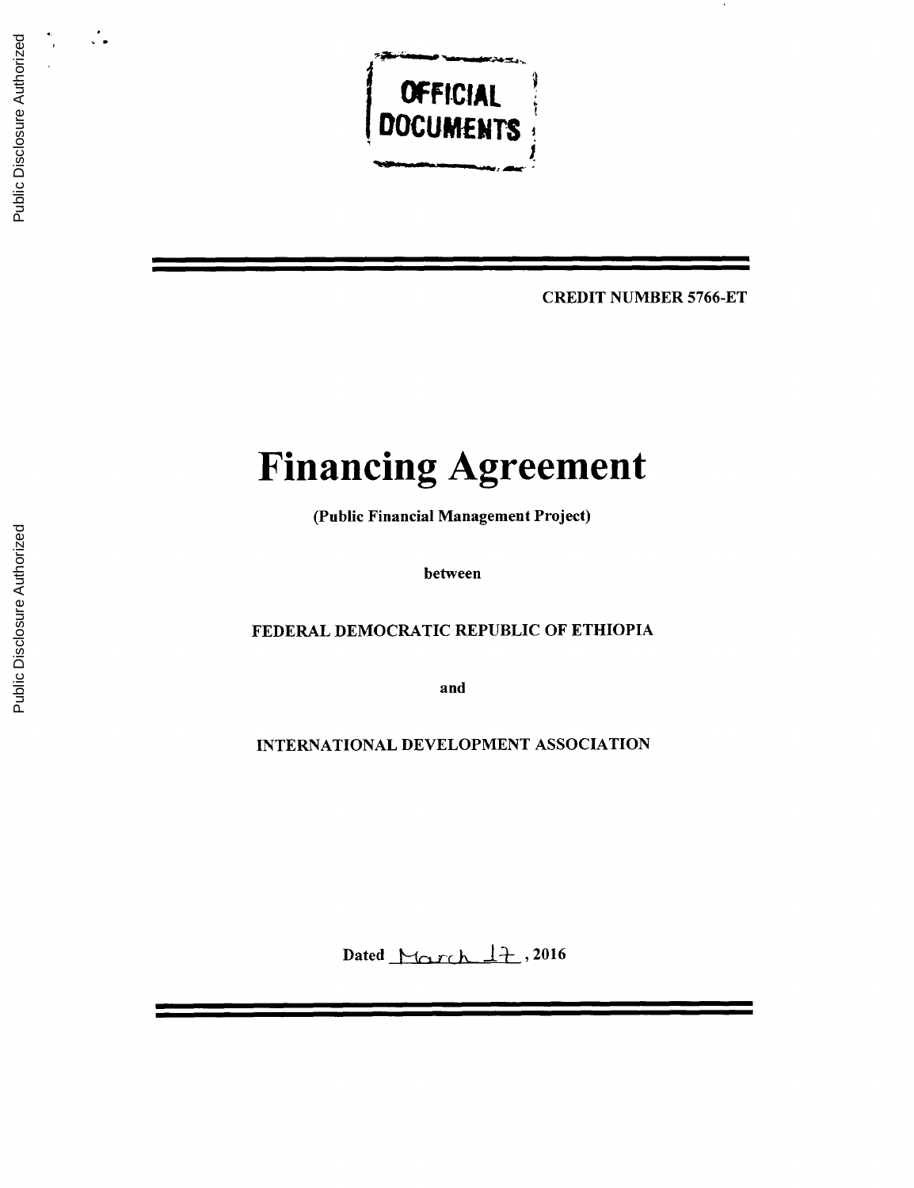OFFICIAL DOCUMENTS

CREDIT NUMBER 5766-ET

# Financing Agreement

**(Public Financial Management Project)**

**between**

**FEDERAL DEMOCRATIC REPUBLIC OF ETHIOPIA**

**and**

**INTERNATIONAL DEVELOPMENT ASSOCIATION**

**Dated** March 17**, 2016**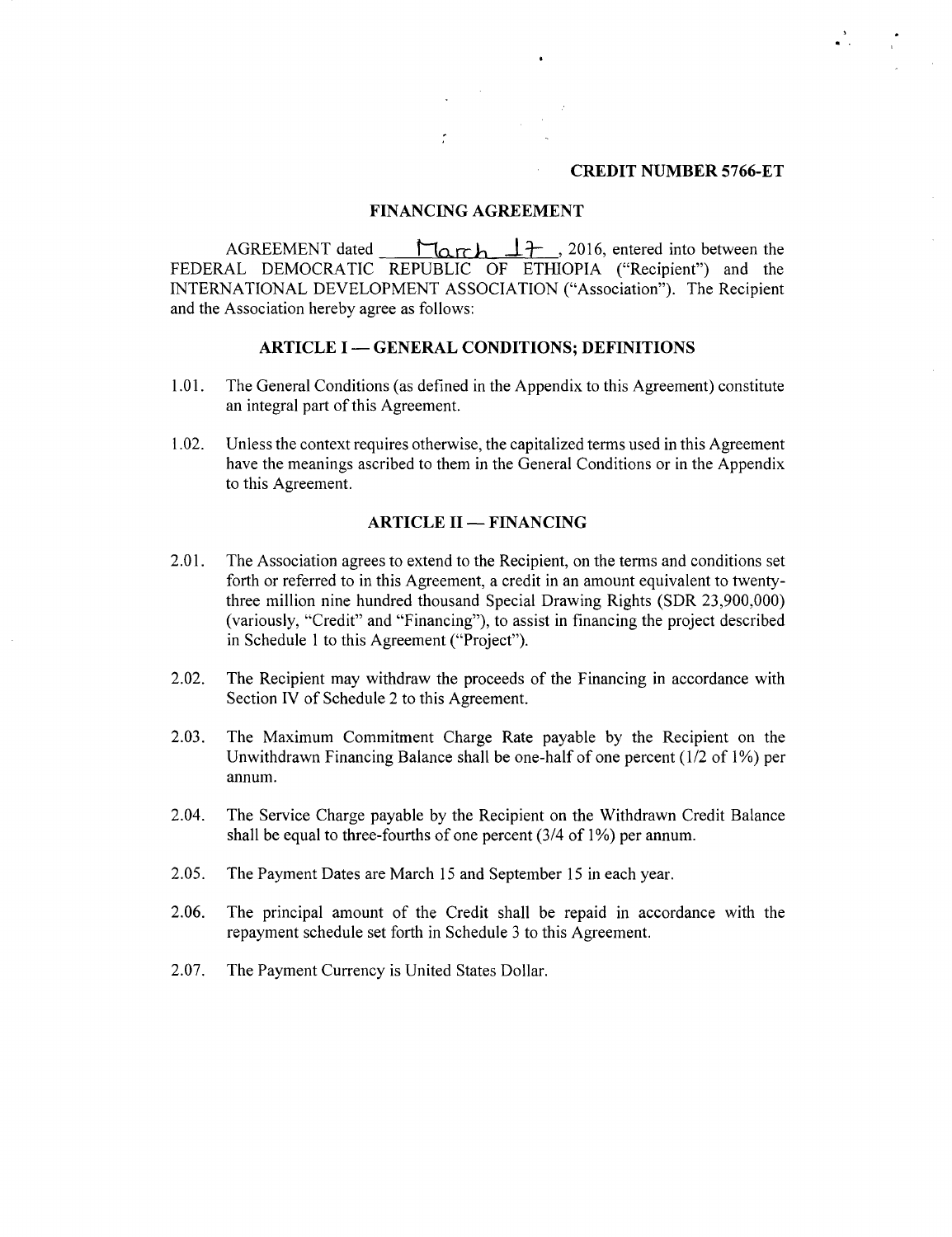**CREDIT NUMBER 5766-ET**

## FINANCING AGREEMENT

AGREEMENT dated March 17, 2016, entered into between the FEDERAL DEMOCRATIC REPUBLIC OF ETHIOPIA ("Recipient") and the INTERNATIONAL DEVELOPMENT ASSOCIATION ("Association"). The Recipient and the Association hereby agree as follows:

### ARTICLE I — GENERAL CONDITIONS; DEFINITIONS

1.01. The General Conditions (as defined in the Appendix to this Agreement) constitute an integral part of this Agreement.

1.02. Unless the context requires otherwise, the capitalized terms used in this Agreement have the meanings ascribed to them in the General Conditions or in the Appendix to this Agreement.

### ARTICLE II — FINANCING

2.01. The Association agrees to extend to the Recipient, on the terms and conditions set forth or referred to in this Agreement, a credit in an amount equivalent to twenty-three million nine hundred thousand Special Drawing Rights (SDR 23,900,000) (variously, "Credit" and "Financing"), to assist in financing the project described in Schedule 1 to this Agreement ("Project").

2.02. The Recipient may withdraw the proceeds of the Financing in accordance with Section IV of Schedule 2 to this Agreement.

2.03. The Maximum Commitment Charge Rate payable by the Recipient on the Unwithdrawn Financing Balance shall be one-half of one percent (1/2 of 1%) per annum.

2.04. The Service Charge payable by the Recipient on the Withdrawn Credit Balance shall be equal to three-fourths of one percent (3/4 of 1%) per annum.

2.05. The Payment Dates are March 15 and September 15 in each year.

2.06. The principal amount of the Credit shall be repaid in accordance with the repayment schedule set forth in Schedule 3 to this Agreement.

2.07. The Payment Currency is United States Dollar.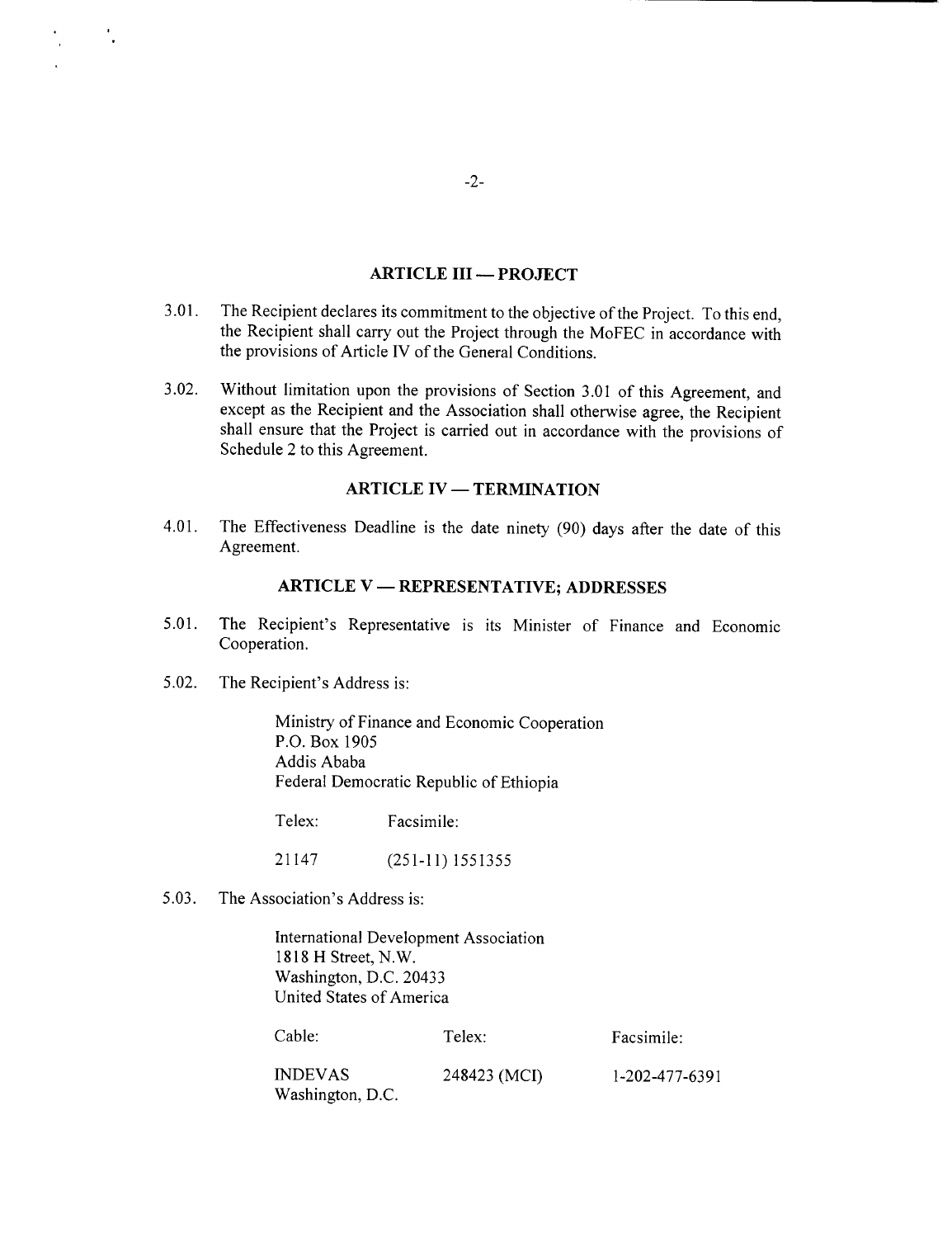## ARTICLE III — PROJECT

3.01. The Recipient declares its commitment to the objective of the Project. To this end, the Recipient shall carry out the Project through the MoFEC in accordance with the provisions of Article IV of the General Conditions.

3.02. Without limitation upon the provisions of Section 3.01 of this Agreement, and except as the Recipient and the Association shall otherwise agree, the Recipient shall ensure that the Project is carried out in accordance with the provisions of Schedule 2 to this Agreement.

## ARTICLE IV — TERMINATION

4.01. The Effectiveness Deadline is the date ninety (90) days after the date of this Agreement.

## ARTICLE V — REPRESENTATIVE; ADDRESSES

5.01. The Recipient's Representative is its Minister of Finance and Economic Cooperation.

5.02. The Recipient's Address is:

Ministry of Finance and Economic Cooperation
P.O. Box 1905
Addis Ababa
Federal Democratic Republic of Ethiopia

| Telex: | Facsimile: |
|---|---|
| 21147 | (251-11) 1551355 |

5.03. The Association's Address is:

International Development Association
1818 H Street, N.W.
Washington, D.C. 20433
United States of America

| Cable: | Telex: | Facsimile: |
|---|---|---|
| INDEVAS Washington, D.C. | 248423 (MCI) | 1-202-477-6391 |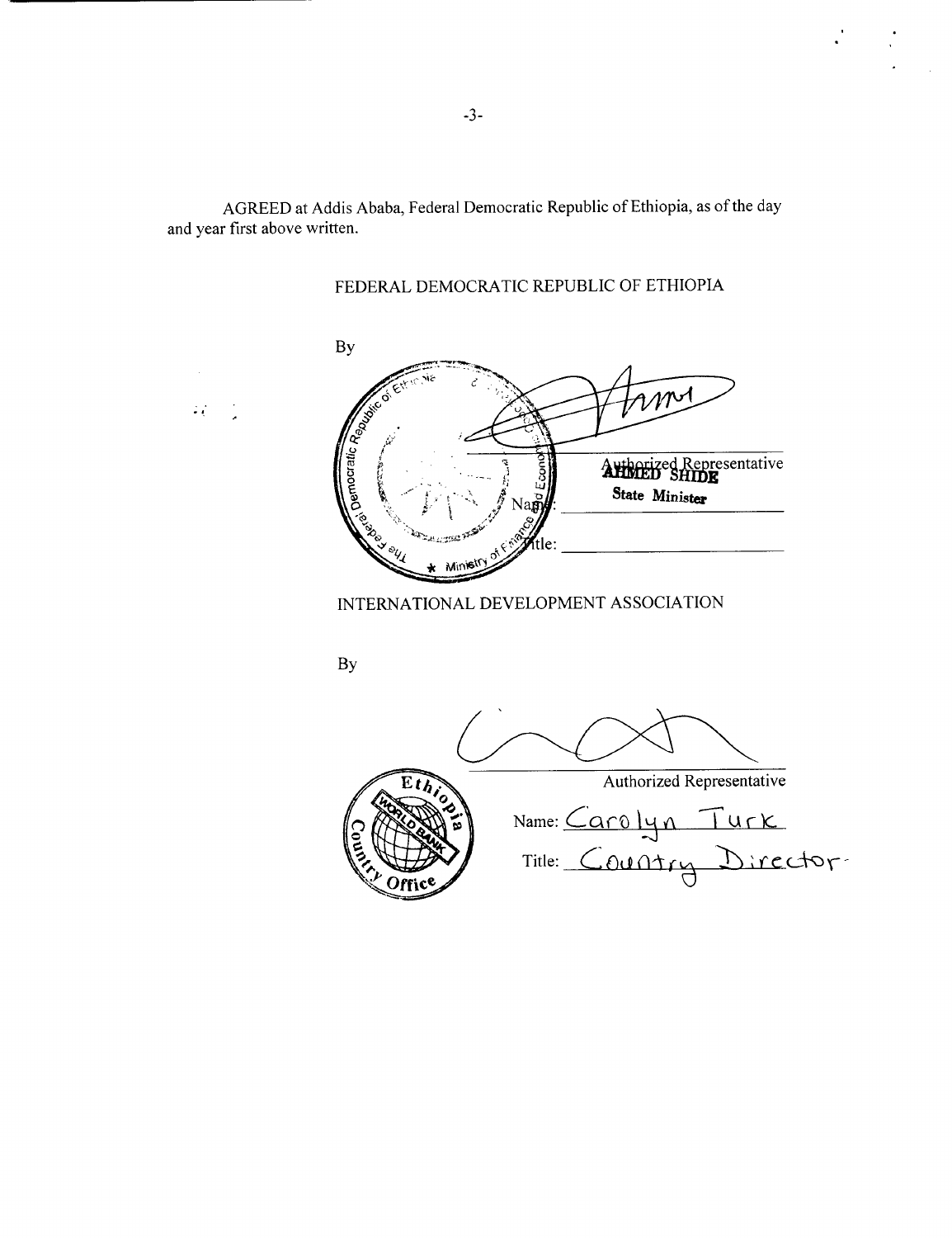AGREED at Addis Ababa, Federal Democratic Republic of Ethiopia, as of the day and year first above written.

FEDERAL DEMOCRATIC REPUBLIC OF ETHIOPIA

By

Authorized Representative

Name: AHMED SHIDE

Title: State Minister

INTERNATIONAL DEVELOPMENT ASSOCIATION

By

Authorized Representative

Name: Carolyn Turk

Title: Country Director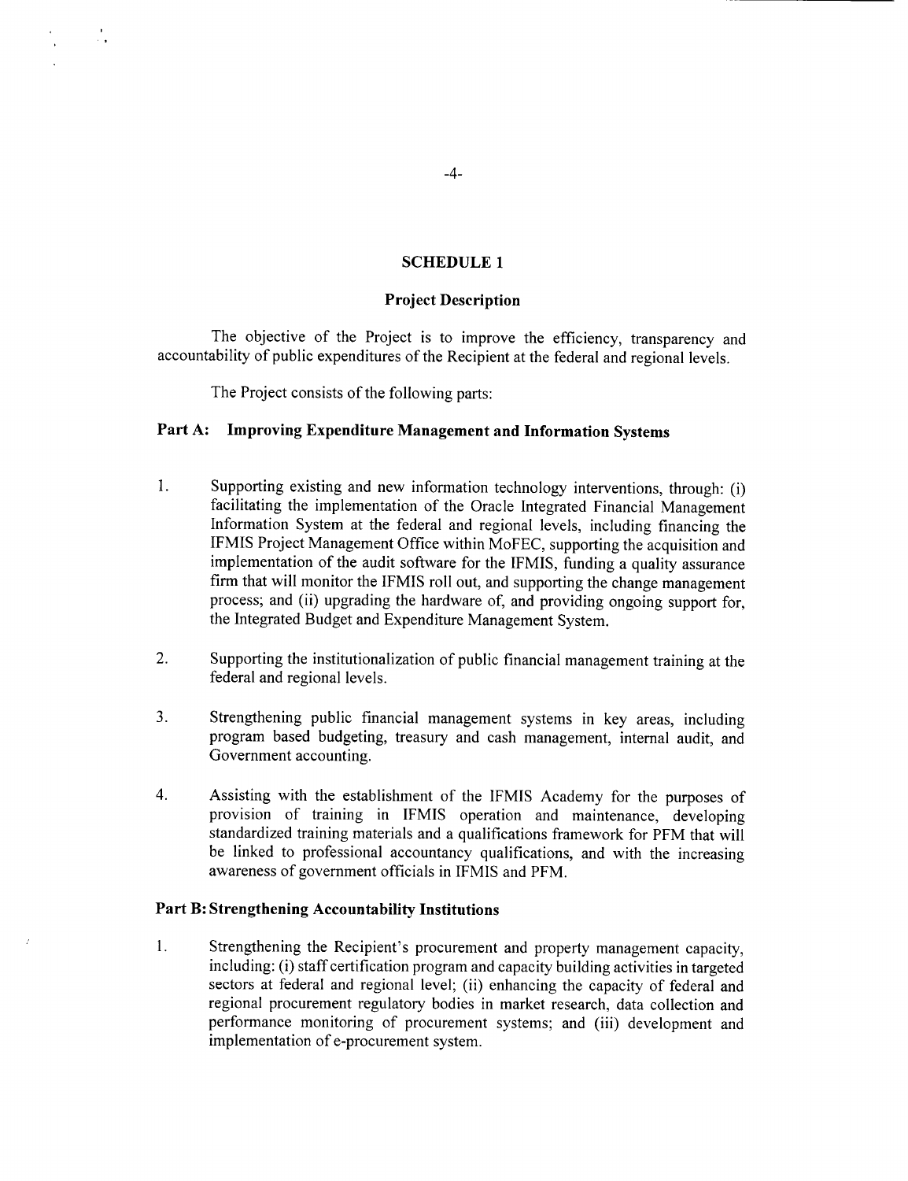## SCHEDULE 1

### Project Description

The objective of the Project is to improve the efficiency, transparency and accountability of public expenditures of the Recipient at the federal and regional levels.

The Project consists of the following parts:

### Part A: Improving Expenditure Management and Information Systems

1. Supporting existing and new information technology interventions, through: (i) facilitating the implementation of the Oracle Integrated Financial Management Information System at the federal and regional levels, including financing the IFMIS Project Management Office within MoFEC, supporting the acquisition and implementation of the audit software for the IFMIS, funding a quality assurance firm that will monitor the IFMIS roll out, and supporting the change management process; and (ii) upgrading the hardware of, and providing ongoing support for, the Integrated Budget and Expenditure Management System.

2. Supporting the institutionalization of public financial management training at the federal and regional levels.

3. Strengthening public financial management systems in key areas, including program based budgeting, treasury and cash management, internal audit, and Government accounting.

4. Assisting with the establishment of the IFMIS Academy for the purposes of provision of training in IFMIS operation and maintenance, developing standardized training materials and a qualifications framework for PFM that will be linked to professional accountancy qualifications, and with the increasing awareness of government officials in IFMIS and PFM.

### Part B: Strengthening Accountability Institutions

1. Strengthening the Recipient's procurement and property management capacity, including: (i) staff certification program and capacity building activities in targeted sectors at federal and regional level; (ii) enhancing the capacity of federal and regional procurement regulatory bodies in market research, data collection and performance monitoring of procurement systems; and (iii) development and implementation of e-procurement system.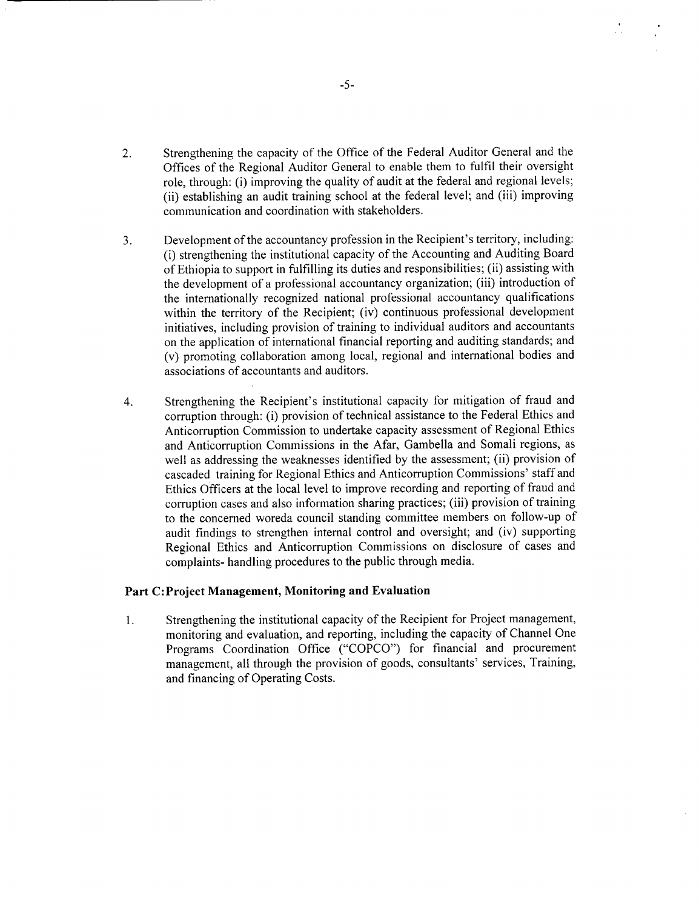2. Strengthening the capacity of the Office of the Federal Auditor General and the Offices of the Regional Auditor General to enable them to fulfil their oversight role, through: (i) improving the quality of audit at the federal and regional levels; (ii) establishing an audit training school at the federal level; and (iii) improving communication and coordination with stakeholders.

3. Development of the accountancy profession in the Recipient's territory, including: (i) strengthening the institutional capacity of the Accounting and Auditing Board of Ethiopia to support in fulfilling its duties and responsibilities; (ii) assisting with the development of a professional accountancy organization; (iii) introduction of the internationally recognized national professional accountancy qualifications within the territory of the Recipient; (iv) continuous professional development initiatives, including provision of training to individual auditors and accountants on the application of international financial reporting and auditing standards; and (v) promoting collaboration among local, regional and international bodies and associations of accountants and auditors.

4. Strengthening the Recipient's institutional capacity for mitigation of fraud and corruption through: (i) provision of technical assistance to the Federal Ethics and Anticorruption Commission to undertake capacity assessment of Regional Ethics and Anticorruption Commissions in the Afar, Gambella and Somali regions, as well as addressing the weaknesses identified by the assessment; (ii) provision of cascaded training for Regional Ethics and Anticorruption Commissions' staff and Ethics Officers at the local level to improve recording and reporting of fraud and corruption cases and also information sharing practices; (iii) provision of training to the concerned woreda council standing committee members on follow-up of audit findings to strengthen internal control and oversight; and (iv) supporting Regional Ethics and Anticorruption Commissions on disclosure of cases and complaints- handling procedures to the public through media.

**Part C: Project Management, Monitoring and Evaluation**

1. Strengthening the institutional capacity of the Recipient for Project management, monitoring and evaluation, and reporting, including the capacity of Channel One Programs Coordination Office ("COPCO") for financial and procurement management, all through the provision of goods, consultants' services, Training, and financing of Operating Costs.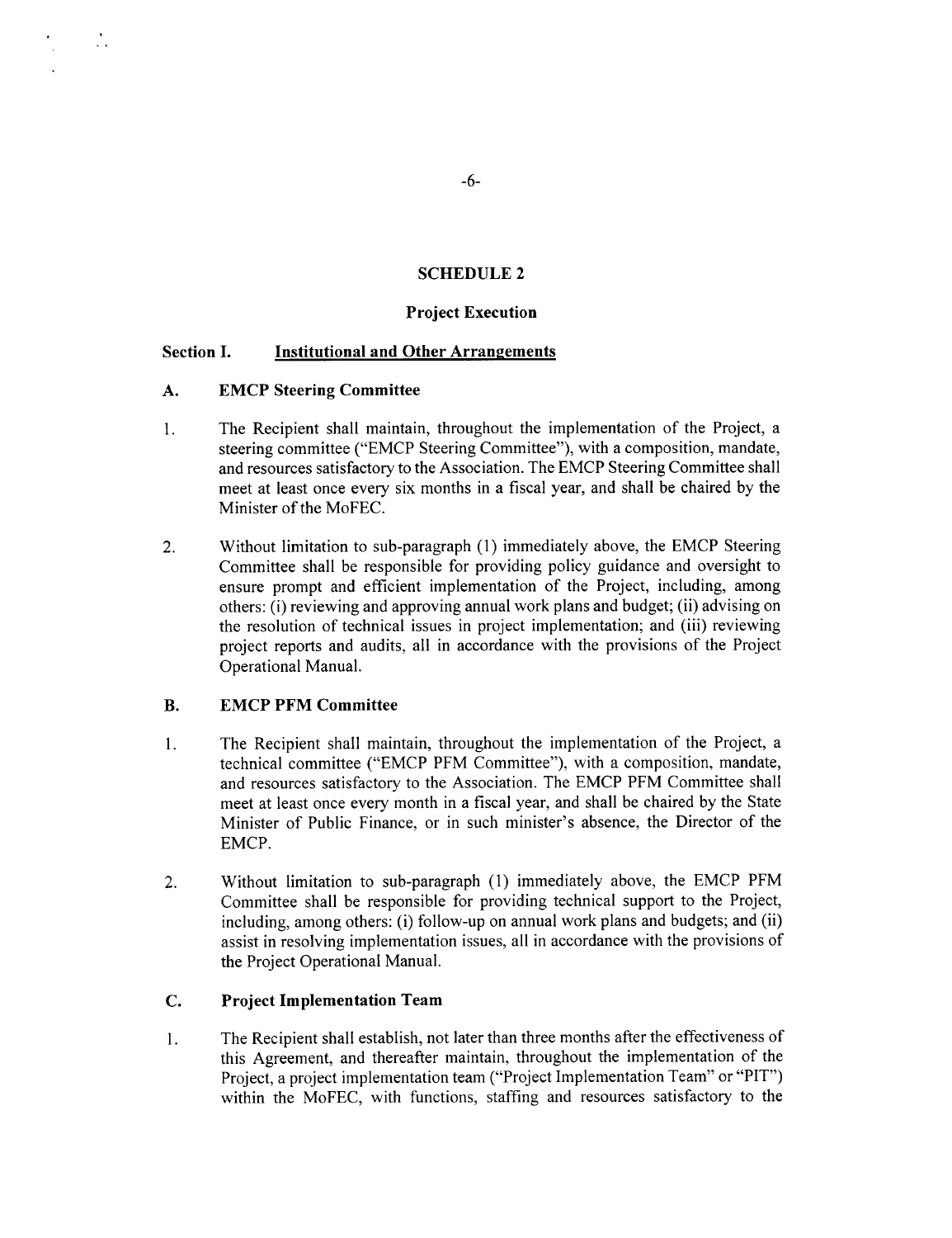# SCHEDULE 2

## Project Execution

### Section I. Institutional and Other Arrangements

#### A. EMCP Steering Committee

1. The Recipient shall maintain, throughout the implementation of the Project, a steering committee ("EMCP Steering Committee"), with a composition, mandate, and resources satisfactory to the Association. The EMCP Steering Committee shall meet at least once every six months in a fiscal year, and shall be chaired by the Minister of the MoFEC.

2. Without limitation to sub-paragraph (1) immediately above, the EMCP Steering Committee shall be responsible for providing policy guidance and oversight to ensure prompt and efficient implementation of the Project, including, among others: (i) reviewing and approving annual work plans and budget; (ii) advising on the resolution of technical issues in project implementation; and (iii) reviewing project reports and audits, all in accordance with the provisions of the Project Operational Manual.

#### B. EMCP PFM Committee

1. The Recipient shall maintain, throughout the implementation of the Project, a technical committee ("EMCP PFM Committee"), with a composition, mandate, and resources satisfactory to the Association. The EMCP PFM Committee shall meet at least once every month in a fiscal year, and shall be chaired by the State Minister of Public Finance, or in such minister's absence, the Director of the EMCP.

2. Without limitation to sub-paragraph (1) immediately above, the EMCP PFM Committee shall be responsible for providing technical support to the Project, including, among others: (i) follow-up on annual work plans and budgets; and (ii) assist in resolving implementation issues, all in accordance with the provisions of the Project Operational Manual.

#### C. Project Implementation Team

1. The Recipient shall establish, not later than three months after the effectiveness of this Agreement, and thereafter maintain, throughout the implementation of the Project, a project implementation team ("Project Implementation Team" or "PIT") within the MoFEC, with functions, staffing and resources satisfactory to the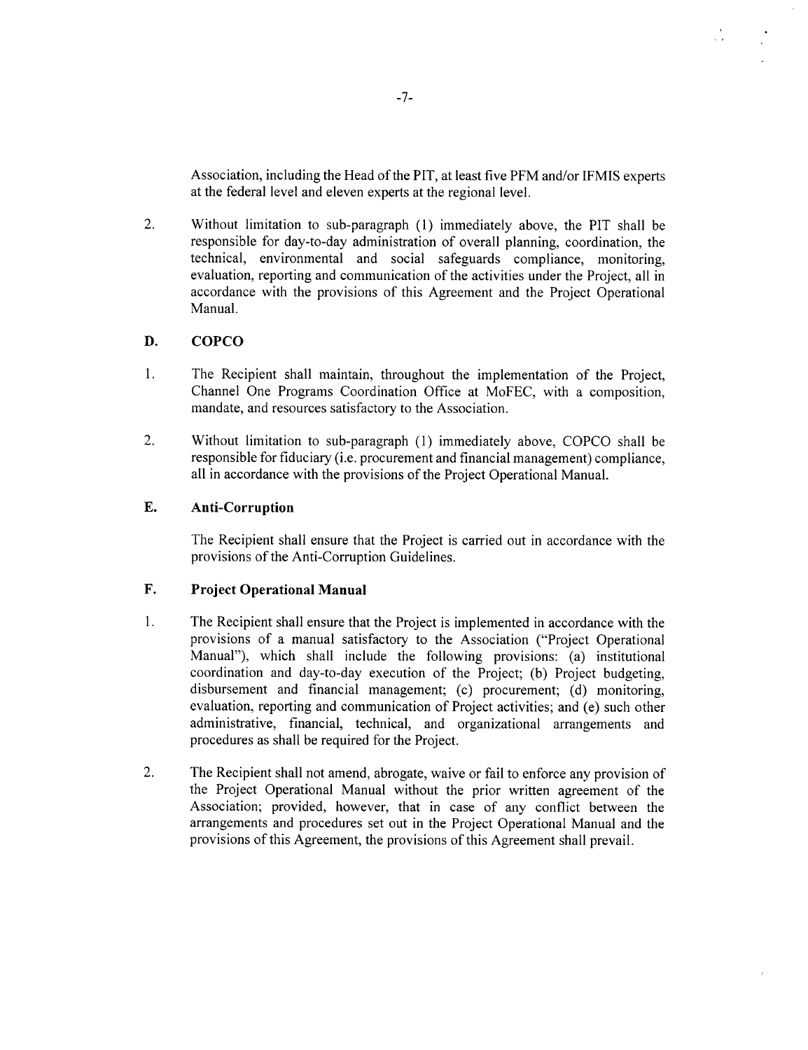Association, including the Head of the PIT, at least five PFM and/or IFMIS experts at the federal level and eleven experts at the regional level.

2. Without limitation to sub-paragraph (1) immediately above, the PIT shall be responsible for day-to-day administration of overall planning, coordination, the technical, environmental and social safeguards compliance, monitoring, evaluation, reporting and communication of the activities under the Project, all in accordance with the provisions of this Agreement and the Project Operational Manual.

### D. COPCO

1. The Recipient shall maintain, throughout the implementation of the Project, Channel One Programs Coordination Office at MoFEC, with a composition, mandate, and resources satisfactory to the Association.

2. Without limitation to sub-paragraph (1) immediately above, COPCO shall be responsible for fiduciary (i.e. procurement and financial management) compliance, all in accordance with the provisions of the Project Operational Manual.

### E. Anti-Corruption

The Recipient shall ensure that the Project is carried out in accordance with the provisions of the Anti-Corruption Guidelines.

### F. Project Operational Manual

1. The Recipient shall ensure that the Project is implemented in accordance with the provisions of a manual satisfactory to the Association ("Project Operational Manual"), which shall include the following provisions: (a) institutional coordination and day-to-day execution of the Project; (b) Project budgeting, disbursement and financial management; (c) procurement; (d) monitoring, evaluation, reporting and communication of Project activities; and (e) such other administrative, financial, technical, and organizational arrangements and procedures as shall be required for the Project.

2. The Recipient shall not amend, abrogate, waive or fail to enforce any provision of the Project Operational Manual without the prior written agreement of the Association; provided, however, that in case of any conflict between the arrangements and procedures set out in the Project Operational Manual and the provisions of this Agreement, the provisions of this Agreement shall prevail.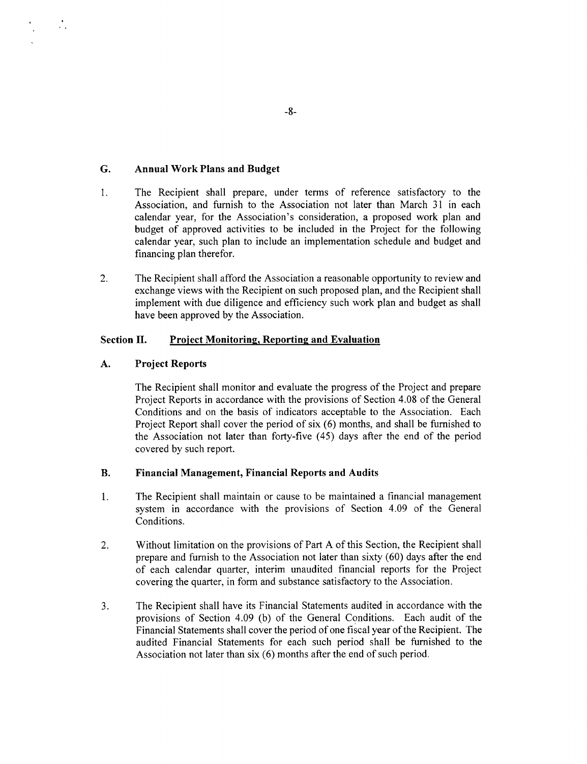### G. Annual Work Plans and Budget

1. The Recipient shall prepare, under terms of reference satisfactory to the Association, and furnish to the Association not later than March 31 in each calendar year, for the Association's consideration, a proposed work plan and budget of approved activities to be included in the Project for the following calendar year, such plan to include an implementation schedule and budget and financing plan therefor.

2. The Recipient shall afford the Association a reasonable opportunity to review and exchange views with the Recipient on such proposed plan, and the Recipient shall implement with due diligence and efficiency such work plan and budget as shall have been approved by the Association.

## Section II. Project Monitoring, Reporting and Evaluation

### A. Project Reports

The Recipient shall monitor and evaluate the progress of the Project and prepare Project Reports in accordance with the provisions of Section 4.08 of the General Conditions and on the basis of indicators acceptable to the Association. Each Project Report shall cover the period of six (6) months, and shall be furnished to the Association not later than forty-five (45) days after the end of the period covered by such report.

### B. Financial Management, Financial Reports and Audits

1. The Recipient shall maintain or cause to be maintained a financial management system in accordance with the provisions of Section 4.09 of the General Conditions.

2. Without limitation on the provisions of Part A of this Section, the Recipient shall prepare and furnish to the Association not later than sixty (60) days after the end of each calendar quarter, interim unaudited financial reports for the Project covering the quarter, in form and substance satisfactory to the Association.

3. The Recipient shall have its Financial Statements audited in accordance with the provisions of Section 4.09 (b) of the General Conditions. Each audit of the Financial Statements shall cover the period of one fiscal year of the Recipient. The audited Financial Statements for each such period shall be furnished to the Association not later than six (6) months after the end of such period.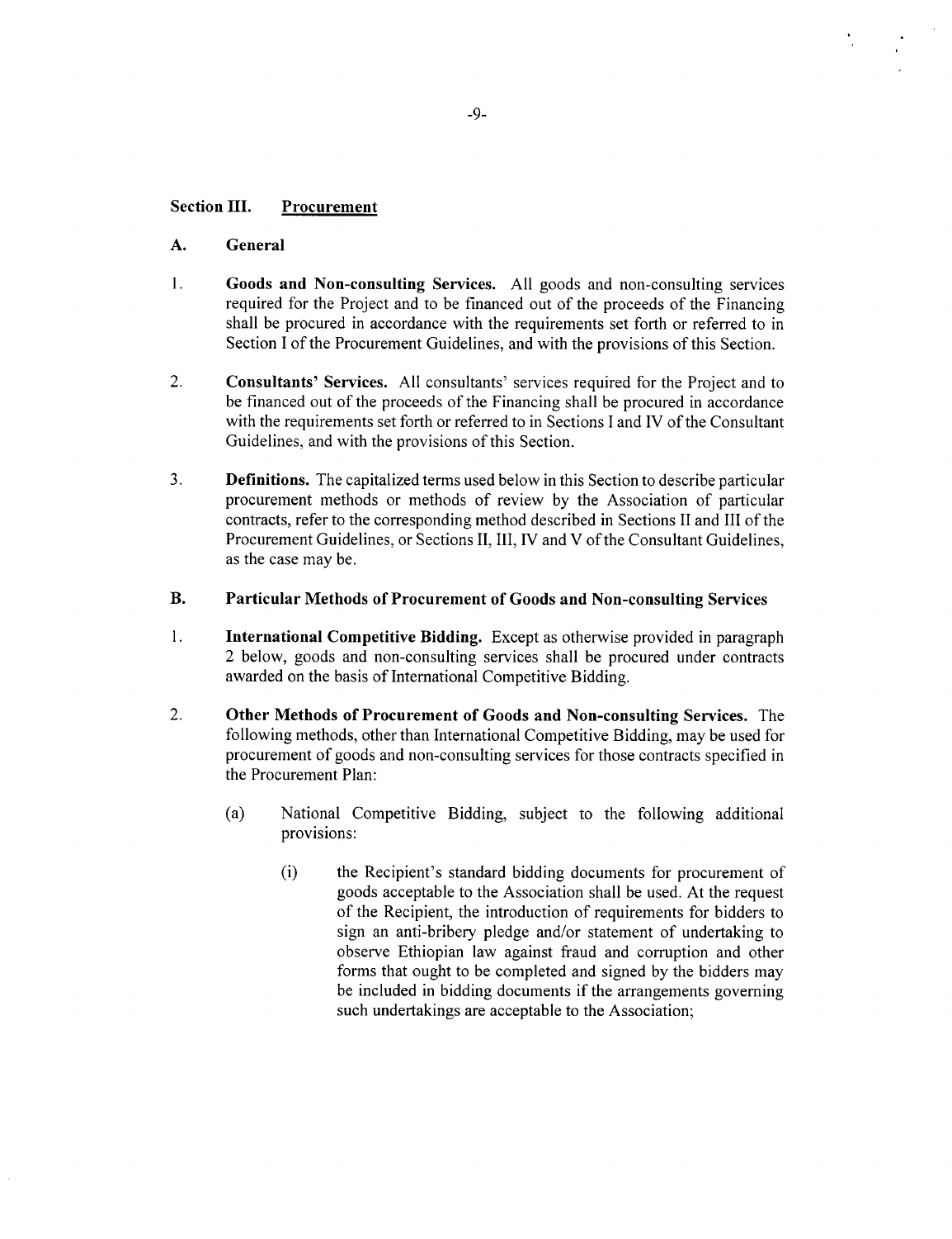## Section III. Procurement

### A. General

1. **Goods and Non-consulting Services.** All goods and non-consulting services required for the Project and to be financed out of the proceeds of the Financing shall be procured in accordance with the requirements set forth or referred to in Section I of the Procurement Guidelines, and with the provisions of this Section.

2. **Consultants' Services.** All consultants' services required for the Project and to be financed out of the proceeds of the Financing shall be procured in accordance with the requirements set forth or referred to in Sections I and IV of the Consultant Guidelines, and with the provisions of this Section.

3. **Definitions.** The capitalized terms used below in this Section to describe particular procurement methods or methods of review by the Association of particular contracts, refer to the corresponding method described in Sections II and III of the Procurement Guidelines, or Sections II, III, IV and V of the Consultant Guidelines, as the case may be.

### B. Particular Methods of Procurement of Goods and Non-consulting Services

1. **International Competitive Bidding.** Except as otherwise provided in paragraph 2 below, goods and non-consulting services shall be procured under contracts awarded on the basis of International Competitive Bidding.

2. **Other Methods of Procurement of Goods and Non-consulting Services.** The following methods, other than International Competitive Bidding, may be used for procurement of goods and non-consulting services for those contracts specified in the Procurement Plan:

   (a) National Competitive Bidding, subject to the following additional provisions:

      (i) the Recipient's standard bidding documents for procurement of goods acceptable to the Association shall be used. At the request of the Recipient, the introduction of requirements for bidders to sign an anti-bribery pledge and/or statement of undertaking to observe Ethiopian law against fraud and corruption and other forms that ought to be completed and signed by the bidders may be included in bidding documents if the arrangements governing such undertakings are acceptable to the Association;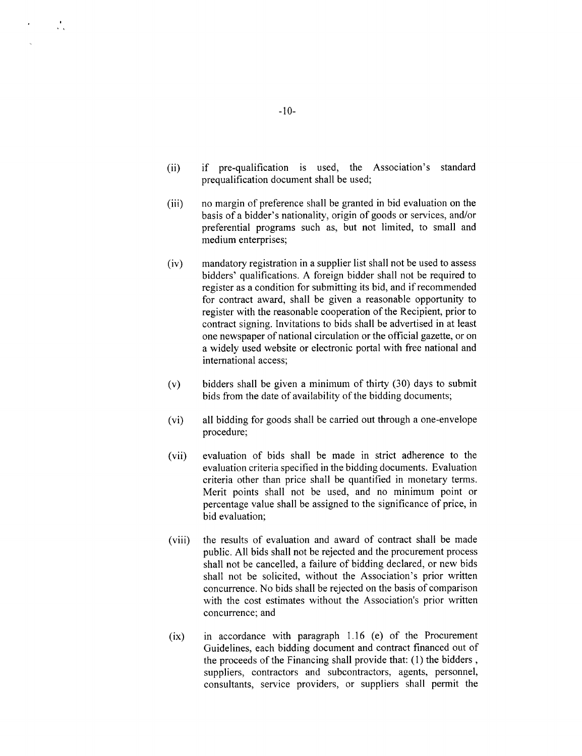(ii) if pre-qualification is used, the Association's standard prequalification document shall be used;

(iii) no margin of preference shall be granted in bid evaluation on the basis of a bidder's nationality, origin of goods or services, and/or preferential programs such as, but not limited, to small and medium enterprises;

(iv) mandatory registration in a supplier list shall not be used to assess bidders' qualifications. A foreign bidder shall not be required to register as a condition for submitting its bid, and if recommended for contract award, shall be given a reasonable opportunity to register with the reasonable cooperation of the Recipient, prior to contract signing. Invitations to bids shall be advertised in at least one newspaper of national circulation or the official gazette, or on a widely used website or electronic portal with free national and international access;

(v) bidders shall be given a minimum of thirty (30) days to submit bids from the date of availability of the bidding documents;

(vi) all bidding for goods shall be carried out through a one-envelope procedure;

(vii) evaluation of bids shall be made in strict adherence to the evaluation criteria specified in the bidding documents. Evaluation criteria other than price shall be quantified in monetary terms. Merit points shall not be used, and no minimum point or percentage value shall be assigned to the significance of price, in bid evaluation;

(viii) the results of evaluation and award of contract shall be made public. All bids shall not be rejected and the procurement process shall not be cancelled, a failure of bidding declared, or new bids shall not be solicited, without the Association's prior written concurrence. No bids shall be rejected on the basis of comparison with the cost estimates without the Association's prior written concurrence; and

(ix) in accordance with paragraph 1.16 (e) of the Procurement Guidelines, each bidding document and contract financed out of the proceeds of the Financing shall provide that: (1) the bidders , suppliers, contractors and subcontractors, agents, personnel, consultants, service providers, or suppliers shall permit the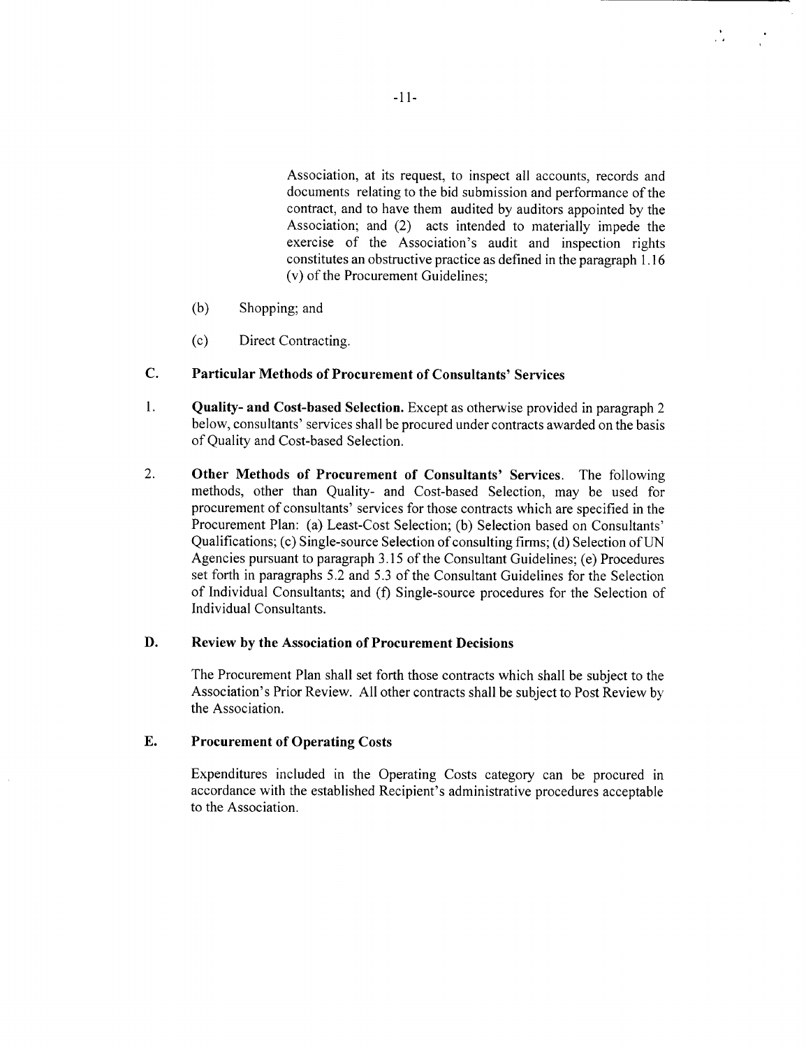Association, at its request, to inspect all accounts, records and documents relating to the bid submission and performance of the contract, and to have them audited by auditors appointed by the Association; and (2) acts intended to materially impede the exercise of the Association's audit and inspection rights constitutes an obstructive practice as defined in the paragraph 1.16 (v) of the Procurement Guidelines;

(b) Shopping; and

(c) Direct Contracting.

## C. Particular Methods of Procurement of Consultants' Services

1. **Quality- and Cost-based Selection.** Except as otherwise provided in paragraph 2 below, consultants' services shall be procured under contracts awarded on the basis of Quality and Cost-based Selection.

2. **Other Methods of Procurement of Consultants' Services**. The following methods, other than Quality- and Cost-based Selection, may be used for procurement of consultants' services for those contracts which are specified in the Procurement Plan: (a) Least-Cost Selection; (b) Selection based on Consultants' Qualifications; (c) Single-source Selection of consulting firms; (d) Selection of UN Agencies pursuant to paragraph 3.15 of the Consultant Guidelines; (e) Procedures set forth in paragraphs 5.2 and 5.3 of the Consultant Guidelines for the Selection of Individual Consultants; and (f) Single-source procedures for the Selection of Individual Consultants.

## D. Review by the Association of Procurement Decisions

The Procurement Plan shall set forth those contracts which shall be subject to the Association's Prior Review. All other contracts shall be subject to Post Review by the Association.

## E. Procurement of Operating Costs

Expenditures included in the Operating Costs category can be procured in accordance with the established Recipient's administrative procedures acceptable to the Association.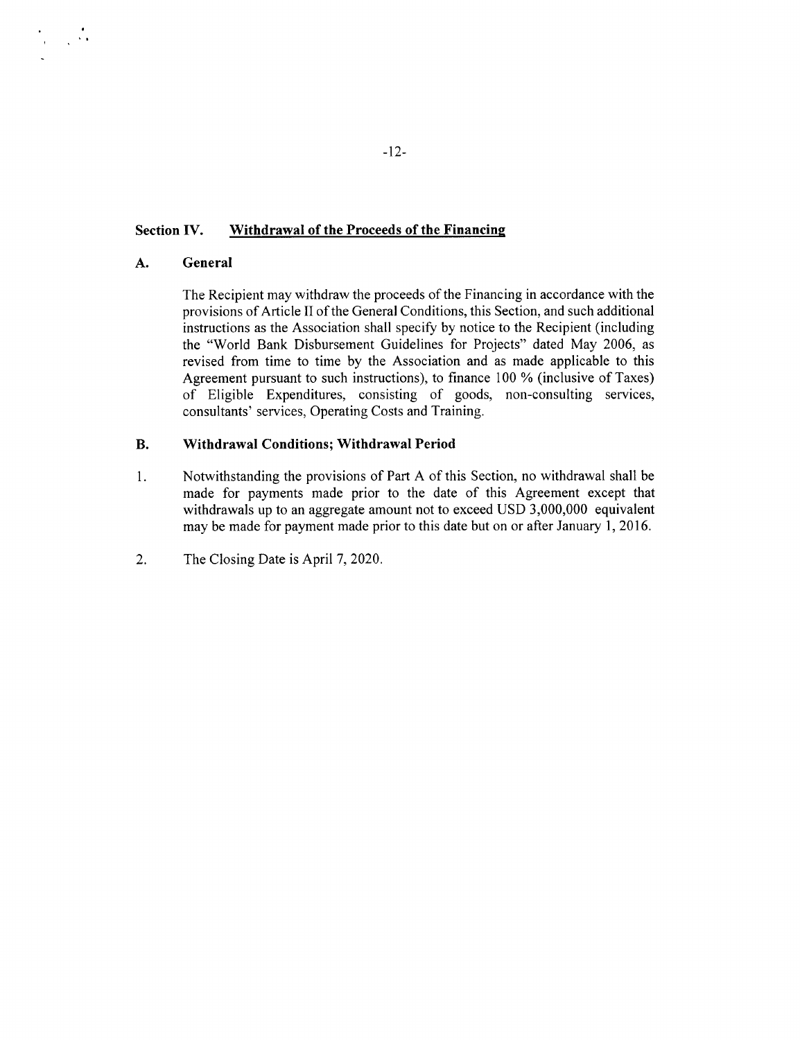## Section IV. Withdrawal of the Proceeds of the Financing

### A. General

The Recipient may withdraw the proceeds of the Financing in accordance with the provisions of Article II of the General Conditions, this Section, and such additional instructions as the Association shall specify by notice to the Recipient (including the "World Bank Disbursement Guidelines for Projects" dated May 2006, as revised from time to time by the Association and as made applicable to this Agreement pursuant to such instructions), to finance 100 % (inclusive of Taxes) of Eligible Expenditures, consisting of goods, non-consulting services, consultants' services, Operating Costs and Training.

### B. Withdrawal Conditions; Withdrawal Period

1. Notwithstanding the provisions of Part A of this Section, no withdrawal shall be made for payments made prior to the date of this Agreement except that withdrawals up to an aggregate amount not to exceed USD 3,000,000 equivalent may be made for payment made prior to this date but on or after January 1, 2016.

2. The Closing Date is April 7, 2020.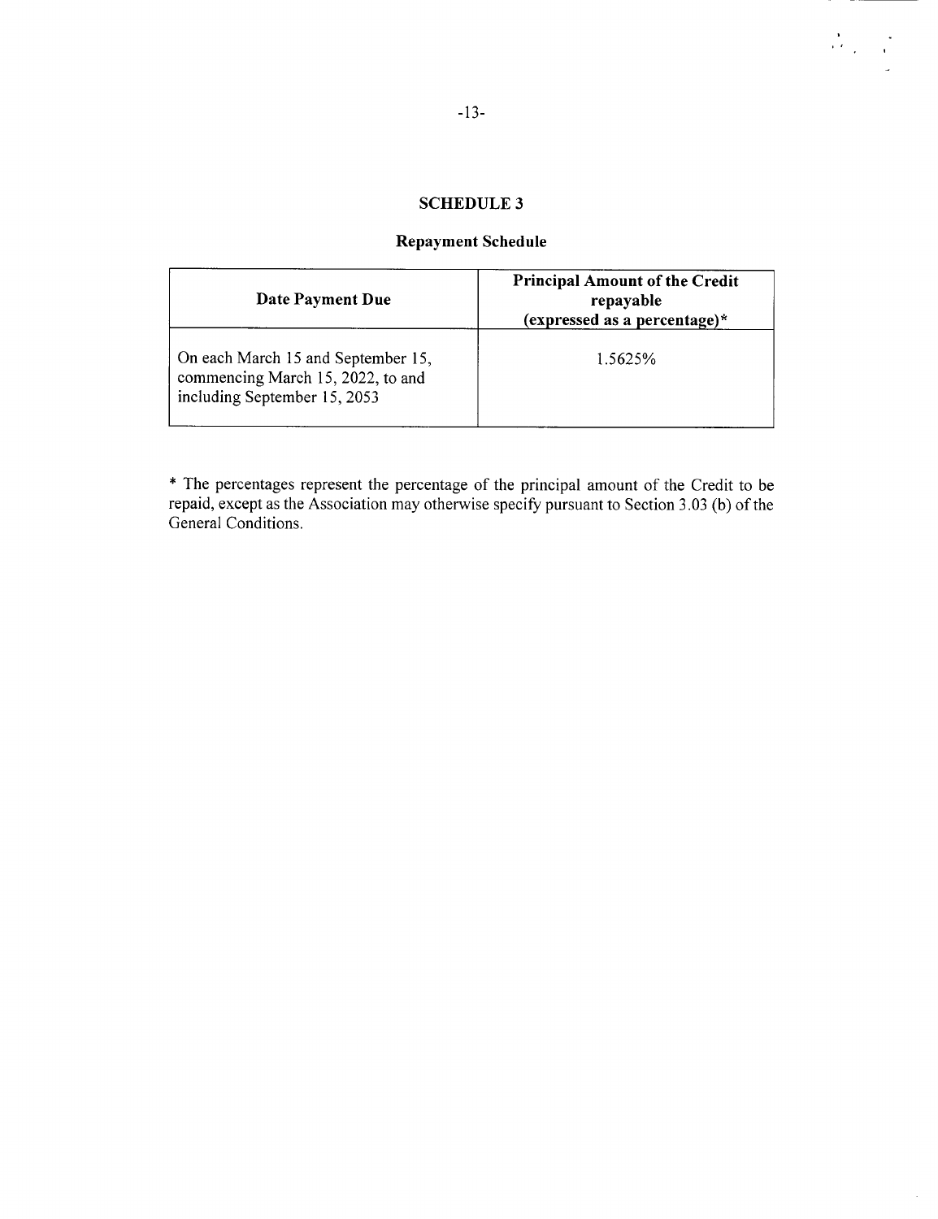## SCHEDULE 3

### Repayment Schedule

| Date Payment Due | Principal Amount of the Credit repayable (expressed as a percentage)* |
|---|---|
| On each March 15 and September 15, commencing March 15, 2022, to and including September 15, 2053 | 1.5625% |

* The percentages represent the percentage of the principal amount of the Credit to be repaid, except as the Association may otherwise specify pursuant to Section 3.03 (b) of the General Conditions.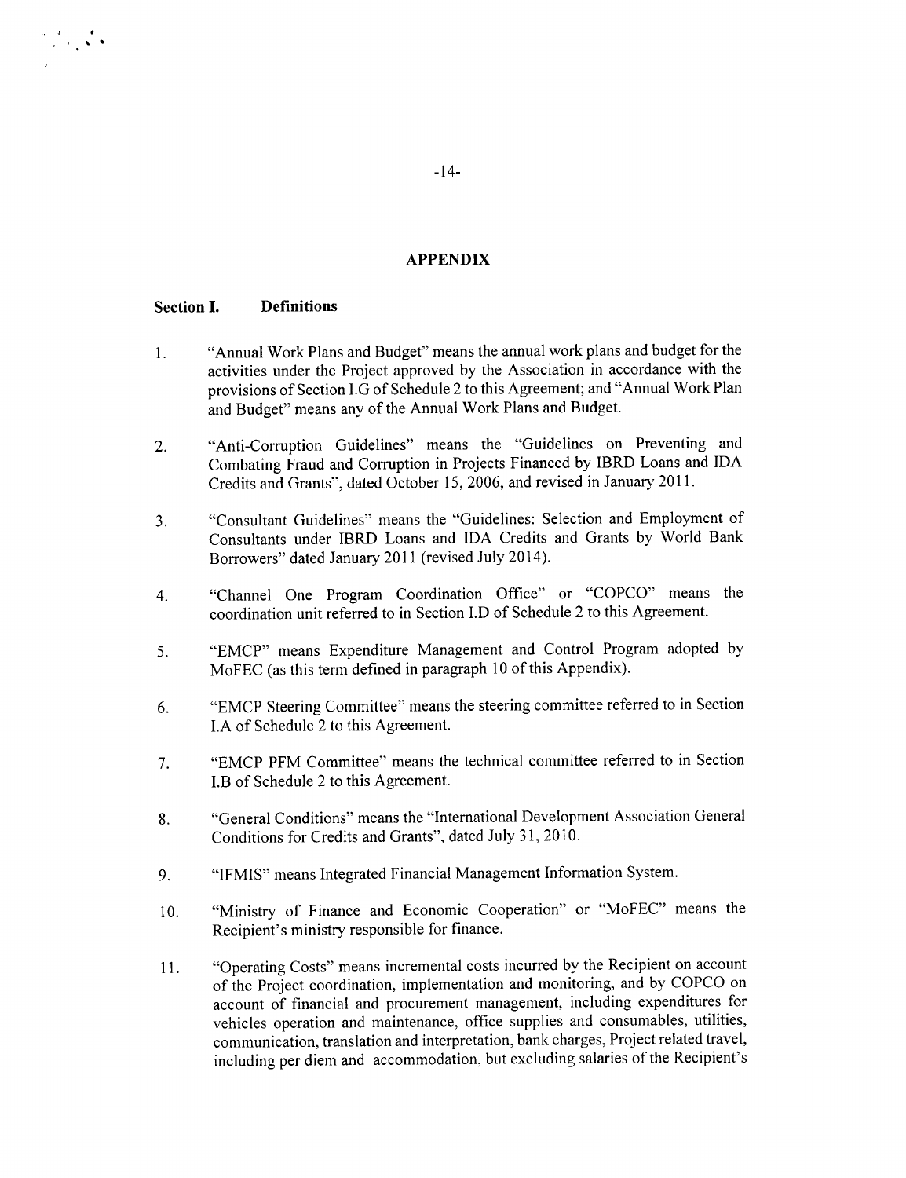## APPENDIX

### Section I. Definitions

1. "Annual Work Plans and Budget" means the annual work plans and budget for the activities under the Project approved by the Association in accordance with the provisions of Section I.G of Schedule 2 to this Agreement; and "Annual Work Plan and Budget" means any of the Annual Work Plans and Budget.

2. "Anti-Corruption Guidelines" means the "Guidelines on Preventing and Combating Fraud and Corruption in Projects Financed by IBRD Loans and IDA Credits and Grants", dated October 15, 2006, and revised in January 2011.

3. "Consultant Guidelines" means the "Guidelines: Selection and Employment of Consultants under IBRD Loans and IDA Credits and Grants by World Bank Borrowers" dated January 2011 (revised July 2014).

4. "Channel One Program Coordination Office" or "COPCO" means the coordination unit referred to in Section I.D of Schedule 2 to this Agreement.

5. "EMCP" means Expenditure Management and Control Program adopted by MoFEC (as this term defined in paragraph 10 of this Appendix).

6. "EMCP Steering Committee" means the steering committee referred to in Section I.A of Schedule 2 to this Agreement.

7. "EMCP PFM Committee" means the technical committee referred to in Section I.B of Schedule 2 to this Agreement.

8. "General Conditions" means the "International Development Association General Conditions for Credits and Grants", dated July 31, 2010.

9. "IFMIS" means Integrated Financial Management Information System.

10. "Ministry of Finance and Economic Cooperation" or "MoFEC" means the Recipient's ministry responsible for finance.

11. "Operating Costs" means incremental costs incurred by the Recipient on account of the Project coordination, implementation and monitoring, and by COPCO on account of financial and procurement management, including expenditures for vehicles operation and maintenance, office supplies and consumables, utilities, communication, translation and interpretation, bank charges, Project related travel, including per diem and accommodation, but excluding salaries of the Recipient's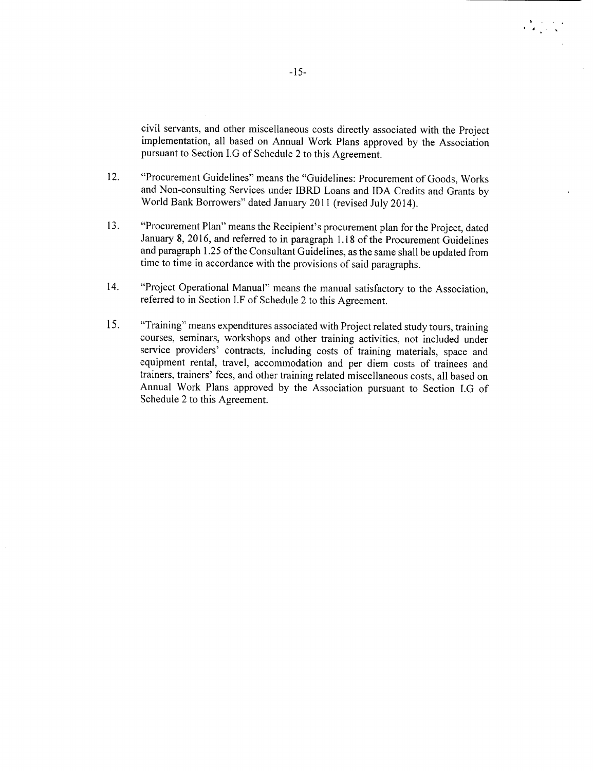civil servants, and other miscellaneous costs directly associated with the Project implementation, all based on Annual Work Plans approved by the Association pursuant to Section I.G of Schedule 2 to this Agreement.

12. "Procurement Guidelines" means the "Guidelines: Procurement of Goods, Works and Non-consulting Services under IBRD Loans and IDA Credits and Grants by World Bank Borrowers" dated January 2011 (revised July 2014).

13. "Procurement Plan" means the Recipient's procurement plan for the Project, dated January 8, 2016, and referred to in paragraph 1.18 of the Procurement Guidelines and paragraph 1.25 of the Consultant Guidelines, as the same shall be updated from time to time in accordance with the provisions of said paragraphs.

14. "Project Operational Manual" means the manual satisfactory to the Association, referred to in Section I.F of Schedule 2 to this Agreement.

15. "Training" means expenditures associated with Project related study tours, training courses, seminars, workshops and other training activities, not included under service providers' contracts, including costs of training materials, space and equipment rental, travel, accommodation and per diem costs of trainees and trainers, trainers' fees, and other training related miscellaneous costs, all based on Annual Work Plans approved by the Association pursuant to Section I.G of Schedule 2 to this Agreement.